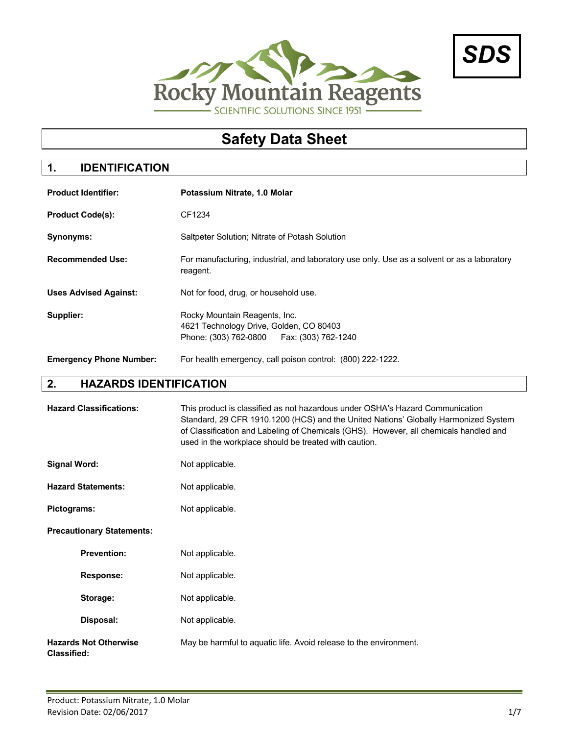Rocky Mountain Reagents

SCIENTIFIC SOLUTIONS SINCE 1951

**SDS**

# Safety Data Sheet

## 1. IDENTIFICATION

**Product Identifier:** **Potassium Nitrate, 1.0 Molar**

**Product Code(s):** CF1234

**Synonyms:** Saltpeter Solution; Nitrate of Potash Solution

**Recommended Use:** For manufacturing, industrial, and laboratory use only. Use as a solvent or as a laboratory reagent.

**Uses Advised Against:** Not for food, drug, or household use.

**Supplier:** Rocky Mountain Reagents, Inc.
4621 Technology Drive, Golden, CO 80403
Phone: (303) 762-0800 Fax: (303) 762-1240

**Emergency Phone Number:** For health emergency, call poison control: (800) 222-1222.

## 2. HAZARDS IDENTIFICATION

**Hazard Classifications:** This product is classified as not hazardous under OSHA's Hazard Communication Standard, 29 CFR 1910.1200 (HCS) and the United Nations' Globally Harmonized System of Classification and Labeling of Chemicals (GHS). However, all chemicals handled and used in the workplace should be treated with caution.

**Signal Word:** Not applicable.

**Hazard Statements:** Not applicable.

**Pictograms:** Not applicable.

**Precautionary Statements:**

- **Prevention:** Not applicable.
- **Response:** Not applicable.
- **Storage:** Not applicable.
- **Disposal:** Not applicable.

**Hazards Not Otherwise Classified:** May be harmful to aquatic life. Avoid release to the environment.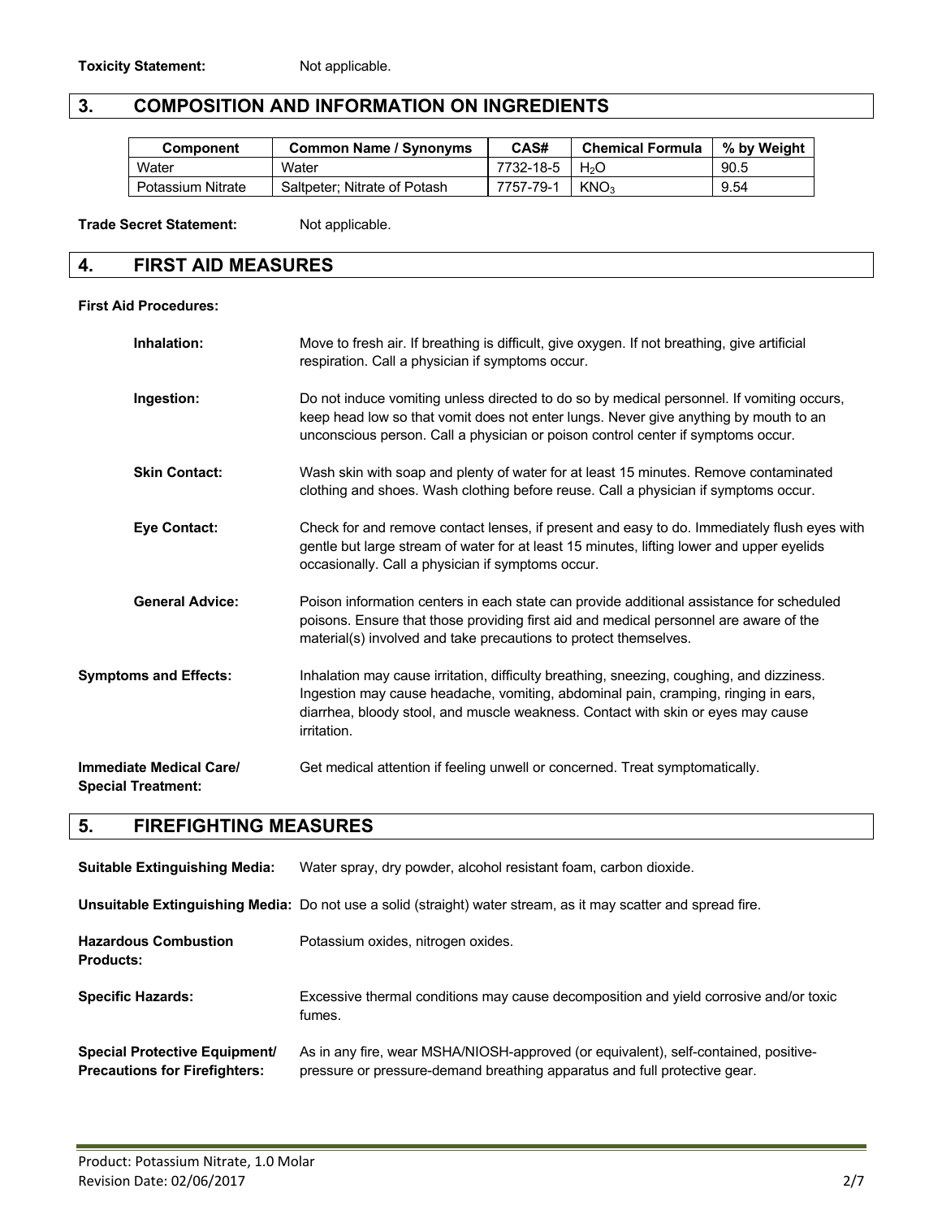**Toxicity Statement:** Not applicable.

## 3. COMPOSITION AND INFORMATION ON INGREDIENTS

| Component | Common Name / Synonyms | CAS# | Chemical Formula | % by Weight |
|---|---|---|---|---|
| Water | Water | 7732-18-5 | $H_2O$ | 90.5 |
| Potassium Nitrate | Saltpeter; Nitrate of Potash | 7757-79-1 | $KNO_3$ | 9.54 |

**Trade Secret Statement:** Not applicable.

## 4. FIRST AID MEASURES

**First Aid Procedures:**

**Inhalation:** Move to fresh air. If breathing is difficult, give oxygen. If not breathing, give artificial respiration. Call a physician if symptoms occur.

**Ingestion:** Do not induce vomiting unless directed to do so by medical personnel. If vomiting occurs, keep head low so that vomit does not enter lungs. Never give anything by mouth to an unconscious person. Call a physician or poison control center if symptoms occur.

**Skin Contact:** Wash skin with soap and plenty of water for at least 15 minutes. Remove contaminated clothing and shoes. Wash clothing before reuse. Call a physician if symptoms occur.

**Eye Contact:** Check for and remove contact lenses, if present and easy to do. Immediately flush eyes with gentle but large stream of water for at least 15 minutes, lifting lower and upper eyelids occasionally. Call a physician if symptoms occur.

**General Advice:** Poison information centers in each state can provide additional assistance for scheduled poisons. Ensure that those providing first aid and medical personnel are aware of the material(s) involved and take precautions to protect themselves.

**Symptoms and Effects:** Inhalation may cause irritation, difficulty breathing, sneezing, coughing, and dizziness. Ingestion may cause headache, vomiting, abdominal pain, cramping, ringing in ears, diarrhea, bloody stool, and muscle weakness. Contact with skin or eyes may cause irritation.

**Immediate Medical Care/ Special Treatment:** Get medical attention if feeling unwell or concerned. Treat symptomatically.

## 5. FIREFIGHTING MEASURES

**Suitable Extinguishing Media:** Water spray, dry powder, alcohol resistant foam, carbon dioxide.

**Unsuitable Extinguishing Media:** Do not use a solid (straight) water stream, as it may scatter and spread fire.

**Hazardous Combustion Products:** Potassium oxides, nitrogen oxides.

**Specific Hazards:** Excessive thermal conditions may cause decomposition and yield corrosive and/or toxic fumes.

**Special Protective Equipment/ Precautions for Firefighters:** As in any fire, wear MSHA/NIOSH-approved (or equivalent), self-contained, positive-pressure or pressure-demand breathing apparatus and full protective gear.

Product: Potassium Nitrate, 1.0 Molar
Revision Date: 02/06/2017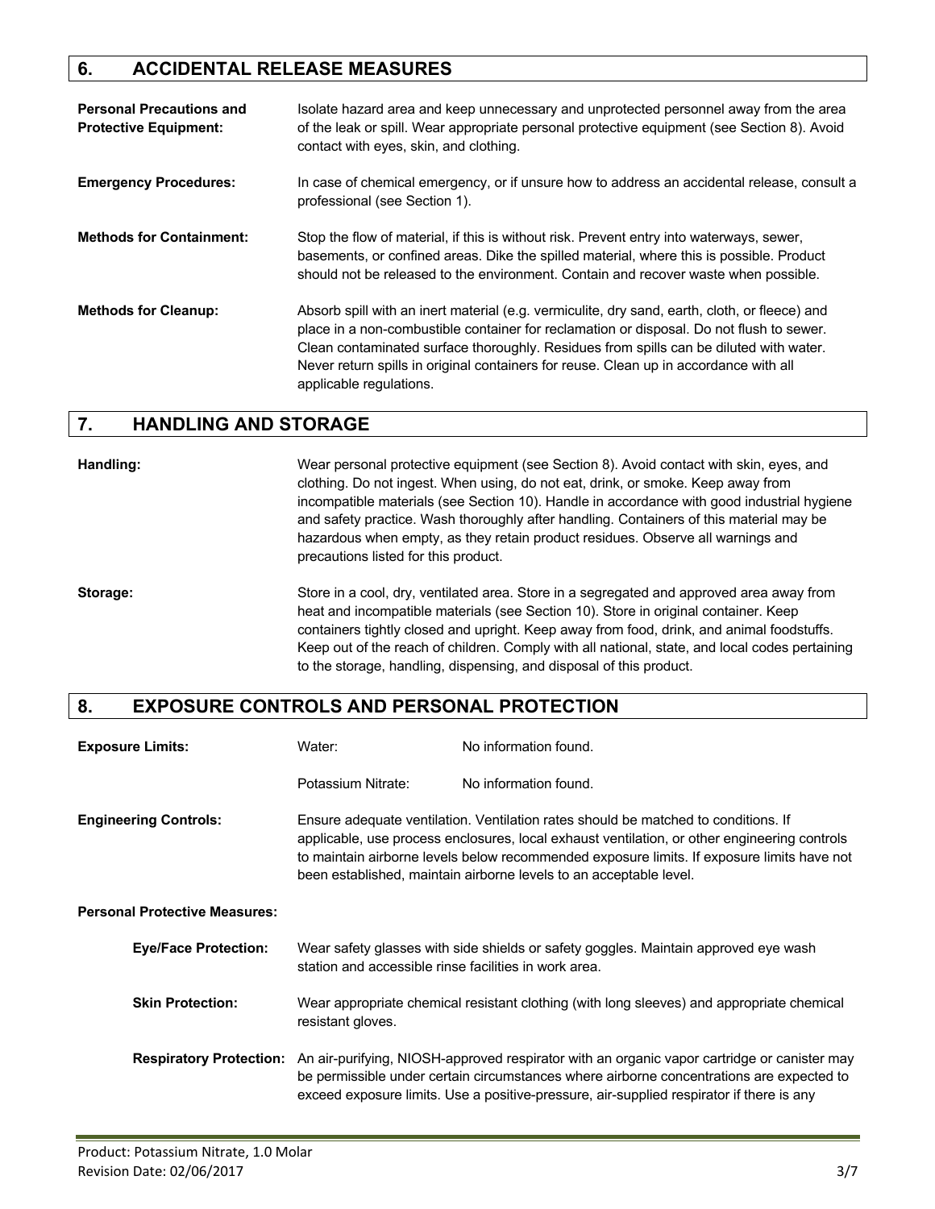## 6. ACCIDENTAL RELEASE MEASURES

**Personal Precautions and Protective Equipment:** Isolate hazard area and keep unnecessary and unprotected personnel away from the area of the leak or spill. Wear appropriate personal protective equipment (see Section 8). Avoid contact with eyes, skin, and clothing.

**Emergency Procedures:** In case of chemical emergency, or if unsure how to address an accidental release, consult a professional (see Section 1).

**Methods for Containment:** Stop the flow of material, if this is without risk. Prevent entry into waterways, sewer, basements, or confined areas. Dike the spilled material, where this is possible. Product should not be released to the environment. Contain and recover waste when possible.

**Methods for Cleanup:** Absorb spill with an inert material (e.g. vermiculite, dry sand, earth, cloth, or fleece) and place in a non-combustible container for reclamation or disposal. Do not flush to sewer. Clean contaminated surface thoroughly. Residues from spills can be diluted with water. Never return spills in original containers for reuse. Clean up in accordance with all applicable regulations.

## 7. HANDLING AND STORAGE

**Handling:** Wear personal protective equipment (see Section 8). Avoid contact with skin, eyes, and clothing. Do not ingest. When using, do not eat, drink, or smoke. Keep away from incompatible materials (see Section 10). Handle in accordance with good industrial hygiene and safety practice. Wash thoroughly after handling. Containers of this material may be hazardous when empty, as they retain product residues. Observe all warnings and precautions listed for this product.

**Storage:** Store in a cool, dry, ventilated area. Store in a segregated and approved area away from heat and incompatible materials (see Section 10). Store in original container. Keep containers tightly closed and upright. Keep away from food, drink, and animal foodstuffs. Keep out of the reach of children. Comply with all national, state, and local codes pertaining to the storage, handling, dispensing, and disposal of this product.

## 8. EXPOSURE CONTROLS AND PERSONAL PROTECTION

**Exposure Limits:**

| | |
|---|---|
| Water: | No information found. |
| Potassium Nitrate: | No information found. |

**Engineering Controls:** Ensure adequate ventilation. Ventilation rates should be matched to conditions. If applicable, use process enclosures, local exhaust ventilation, or other engineering controls to maintain airborne levels below recommended exposure limits. If exposure limits have not been established, maintain airborne levels to an acceptable level.

**Personal Protective Measures:**

**Eye/Face Protection:** Wear safety glasses with side shields or safety goggles. Maintain approved eye wash station and accessible rinse facilities in work area.

**Skin Protection:** Wear appropriate chemical resistant clothing (with long sleeves) and appropriate chemical resistant gloves.

**Respiratory Protection:** An air-purifying, NIOSH-approved respirator with an organic vapor cartridge or canister may be permissible under certain circumstances where airborne concentrations are expected to exceed exposure limits. Use a positive-pressure, air-supplied respirator if there is any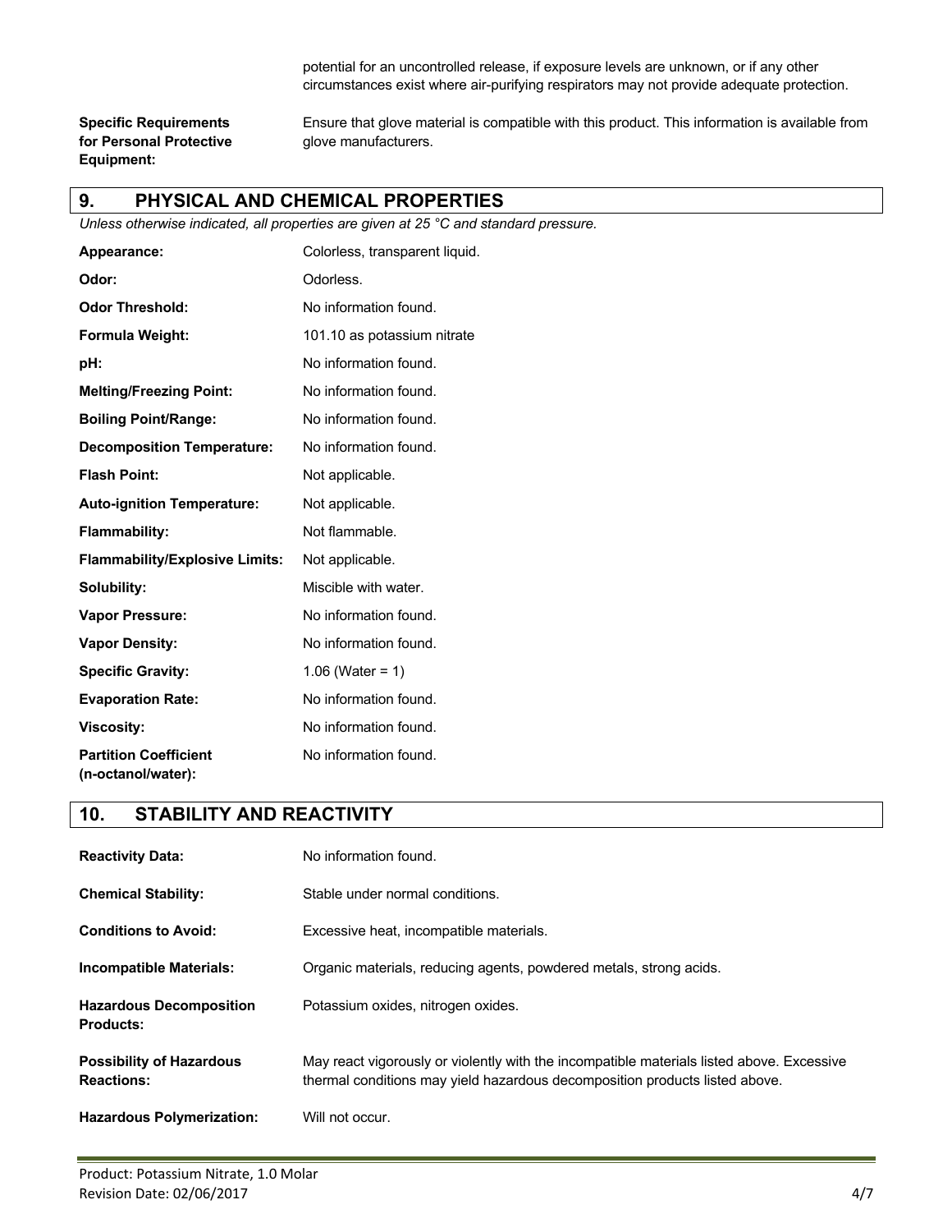potential for an uncontrolled release, if exposure levels are unknown, or if any other circumstances exist where air-purifying respirators may not provide adequate protection.

**Specific Requirements for Personal Protective Equipment:** Ensure that glove material is compatible with this product. This information is available from glove manufacturers.

## 9. PHYSICAL AND CHEMICAL PROPERTIES

*Unless otherwise indicated, all properties are given at 25 °C and standard pressure.*

| | |
|---|---|
| **Appearance:** | Colorless, transparent liquid. |
| **Odor:** | Odorless. |
| **Odor Threshold:** | No information found. |
| **Formula Weight:** | 101.10 as potassium nitrate |
| **pH:** | No information found. |
| **Melting/Freezing Point:** | No information found. |
| **Boiling Point/Range:** | No information found. |
| **Decomposition Temperature:** | No information found. |
| **Flash Point:** | Not applicable. |
| **Auto-ignition Temperature:** | Not applicable. |
| **Flammability:** | Not flammable. |
| **Flammability/Explosive Limits:** | Not applicable. |
| **Solubility:** | Miscible with water. |
| **Vapor Pressure:** | No information found. |
| **Vapor Density:** | No information found. |
| **Specific Gravity:** | 1.06 (Water = 1) |
| **Evaporation Rate:** | No information found. |
| **Viscosity:** | No information found. |
| **Partition Coefficient (n-octanol/water):** | No information found. |

## 10. STABILITY AND REACTIVITY

| | |
|---|---|
| **Reactivity Data:** | No information found. |
| **Chemical Stability:** | Stable under normal conditions. |
| **Conditions to Avoid:** | Excessive heat, incompatible materials. |
| **Incompatible Materials:** | Organic materials, reducing agents, powdered metals, strong acids. |
| **Hazardous Decomposition Products:** | Potassium oxides, nitrogen oxides. |
| **Possibility of Hazardous Reactions:** | May react vigorously or violently with the incompatible materials listed above. Excessive thermal conditions may yield hazardous decomposition products listed above. |
| **Hazardous Polymerization:** | Will not occur. |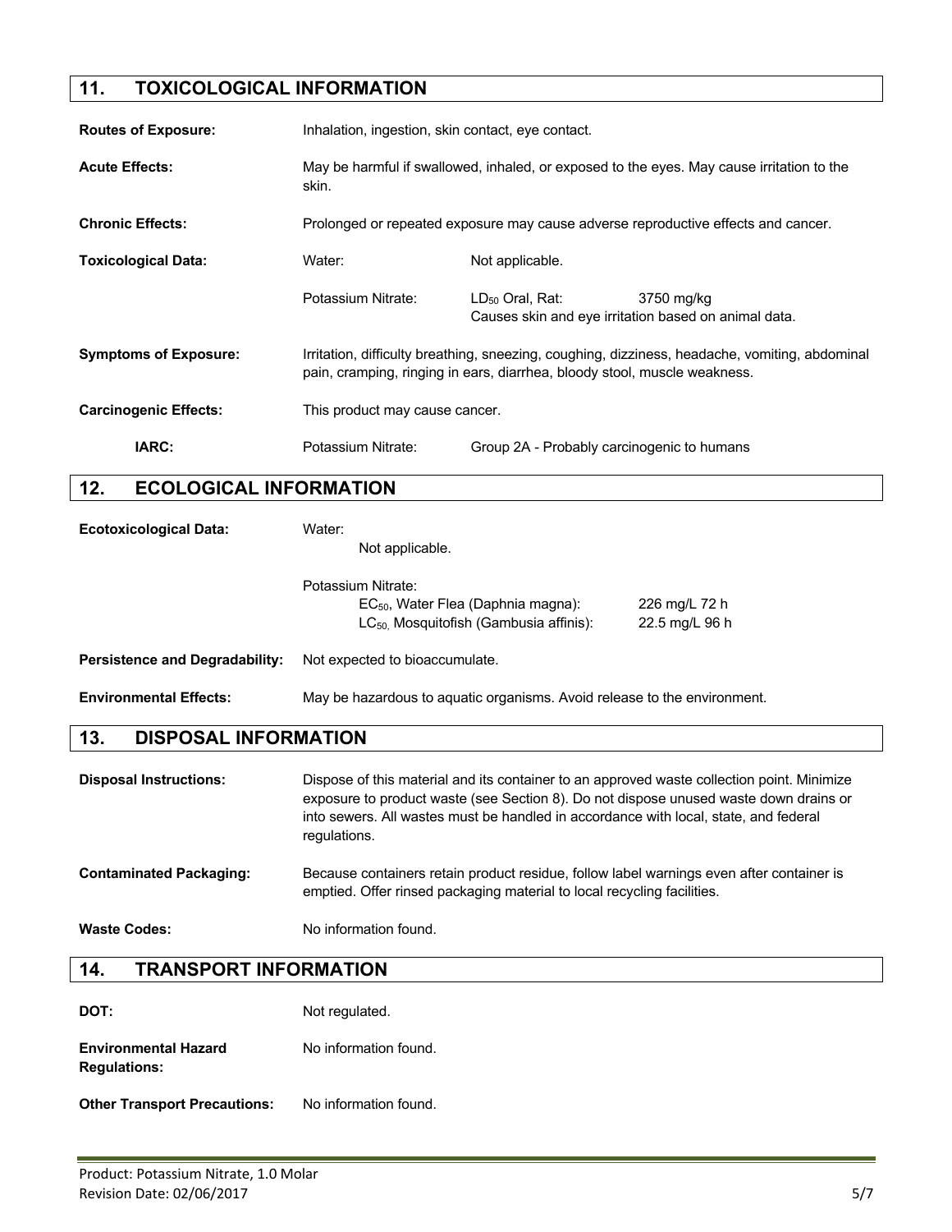## 11. TOXICOLOGICAL INFORMATION

**Routes of Exposure:** Inhalation, ingestion, skin contact, eye contact.

**Acute Effects:** May be harmful if swallowed, inhaled, or exposed to the eyes. May cause irritation to the skin.

**Chronic Effects:** Prolonged or repeated exposure may cause adverse reproductive effects and cancer.

**Toxicological Data:**

Water: Not applicable.

Potassium Nitrate: $LD_{50}$ Oral, Rat: 3750 mg/kg
Causes skin and eye irritation based on animal data.

**Symptoms of Exposure:** Irritation, difficulty breathing, sneezing, coughing, dizziness, headache, vomiting, abdominal pain, cramping, ringing in ears, diarrhea, bloody stool, muscle weakness.

**Carcinogenic Effects:** This product may cause cancer.

**IARC:** Potassium Nitrate: Group 2A - Probably carcinogenic to humans

## 12. ECOLOGICAL INFORMATION

**Ecotoxicological Data:**

Water:
Not applicable.

Potassium Nitrate:

| | |
|---|---|
| $EC_{50}$, Water Flea (Daphnia magna): | 226 mg/L 72 h |
| $LC_{50}$, Mosquitofish (Gambusia affinis): | 22.5 mg/L 96 h |

**Persistence and Degradability:** Not expected to bioaccumulate.

**Environmental Effects:** May be hazardous to aquatic organisms. Avoid release to the environment.

## 13. DISPOSAL INFORMATION

**Disposal Instructions:** Dispose of this material and its container to an approved waste collection point. Minimize exposure to product waste (see Section 8). Do not dispose unused waste down drains or into sewers. All wastes must be handled in accordance with local, state, and federal regulations.

**Contaminated Packaging:** Because containers retain product residue, follow label warnings even after container is emptied. Offer rinsed packaging material to local recycling facilities.

**Waste Codes:** No information found.

## 14. TRANSPORT INFORMATION

**DOT:** Not regulated.

**Environmental Hazard Regulations:** No information found.

**Other Transport Precautions:** No information found.

Product: Potassium Nitrate, 1.0 Molar
Revision Date: 02/06/2017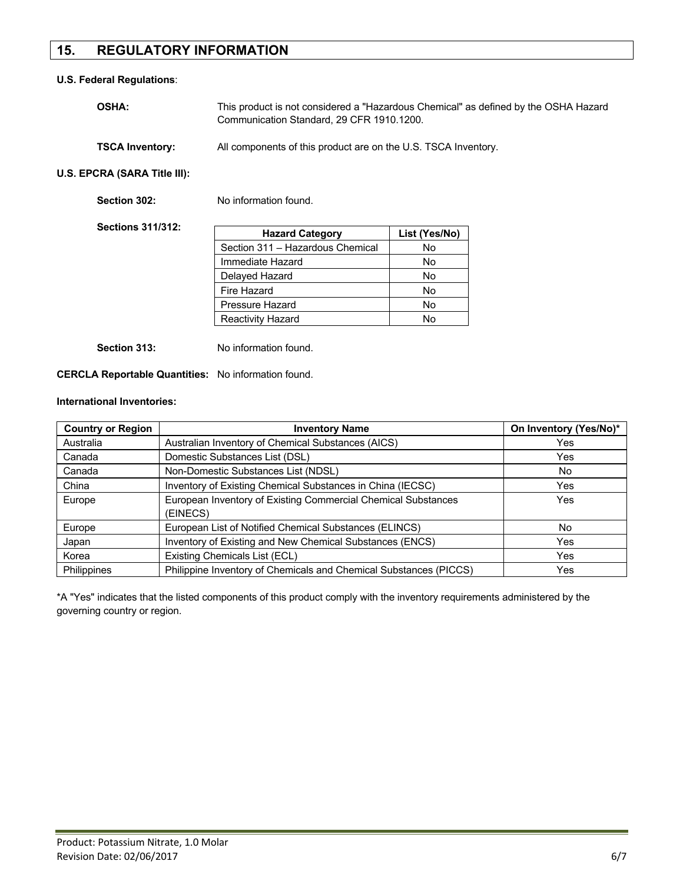## 15. REGULATORY INFORMATION

**U.S. Federal Regulations**:

**OSHA:** This product is not considered a "Hazardous Chemical" as defined by the OSHA Hazard Communication Standard, 29 CFR 1910.1200.

**TSCA Inventory:** All components of this product are on the U.S. TSCA Inventory.

**U.S. EPCRA (SARA Title III):**

**Section 302:** No information found.

**Sections 311/312:**

| Hazard Category | List (Yes/No) |
|---|---|
| Section 311 – Hazardous Chemical | No |
| Immediate Hazard | No |
| Delayed Hazard | No |
| Fire Hazard | No |
| Pressure Hazard | No |
| Reactivity Hazard | No |

**Section 313:** No information found.

**CERCLA Reportable Quantities:** No information found.

**International Inventories:**

| Country or Region | Inventory Name | On Inventory (Yes/No)* |
|---|---|---|
| Australia | Australian Inventory of Chemical Substances (AICS) | Yes |
| Canada | Domestic Substances List (DSL) | Yes |
| Canada | Non-Domestic Substances List (NDSL) | No |
| China | Inventory of Existing Chemical Substances in China (IECSC) | Yes |
| Europe | European Inventory of Existing Commercial Chemical Substances (EINECS) | Yes |
| Europe | European List of Notified Chemical Substances (ELINCS) | No |
| Japan | Inventory of Existing and New Chemical Substances (ENCS) | Yes |
| Korea | Existing Chemicals List (ECL) | Yes |
| Philippines | Philippine Inventory of Chemicals and Chemical Substances (PICCS) | Yes |

*A "Yes" indicates that the listed components of this product comply with the inventory requirements administered by the governing country or region.

Product: Potassium Nitrate, 1.0 Molar
Revision Date: 02/06/2017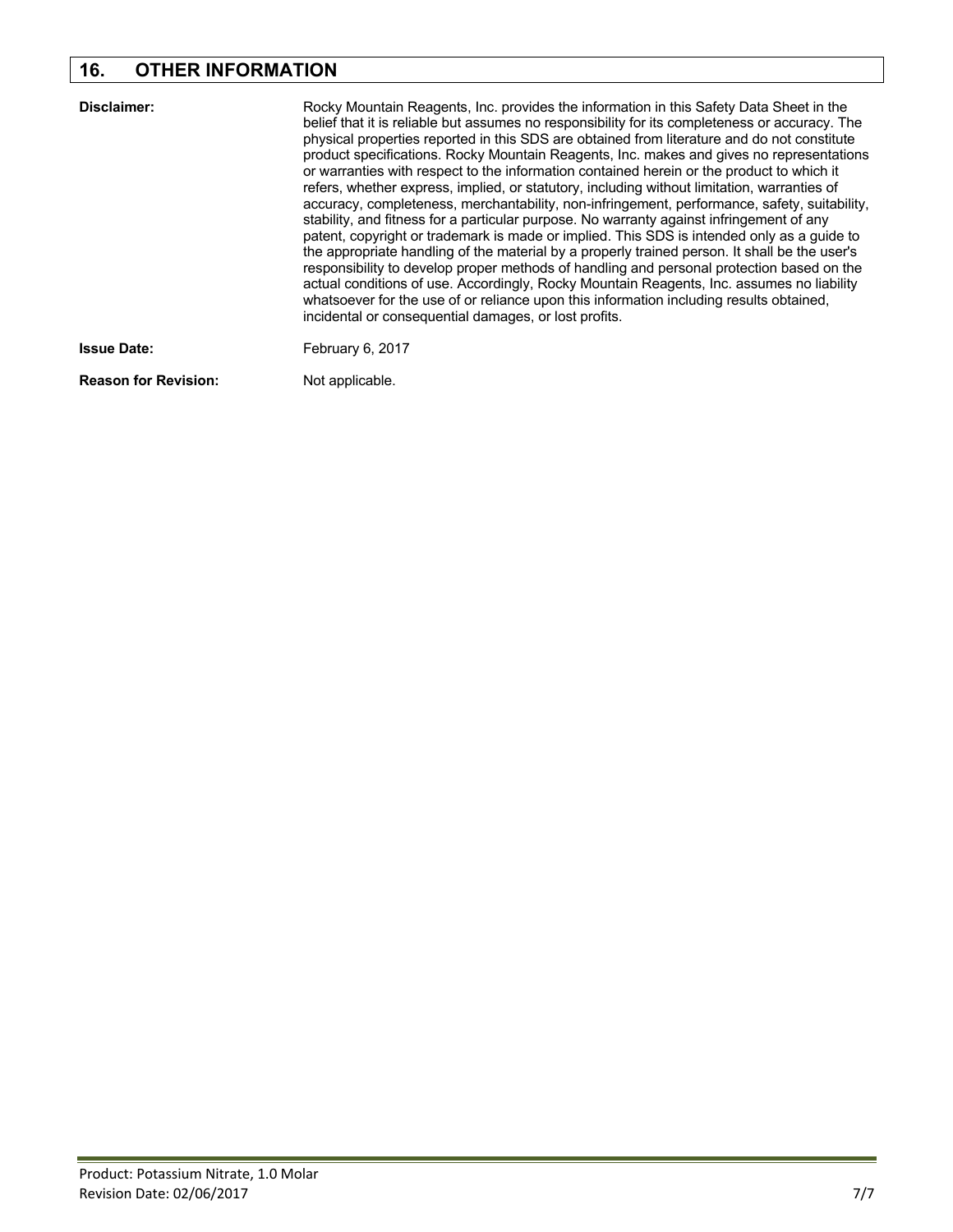## 16. OTHER INFORMATION

**Disclaimer:** Rocky Mountain Reagents, Inc. provides the information in this Safety Data Sheet in the belief that it is reliable but assumes no responsibility for its completeness or accuracy. The physical properties reported in this SDS are obtained from literature and do not constitute product specifications. Rocky Mountain Reagents, Inc. makes and gives no representations or warranties with respect to the information contained herein or the product to which it refers, whether express, implied, or statutory, including without limitation, warranties of accuracy, completeness, merchantability, non-infringement, performance, safety, suitability, stability, and fitness for a particular purpose. No warranty against infringement of any patent, copyright or trademark is made or implied. This SDS is intended only as a guide to the appropriate handling of the material by a properly trained person. It shall be the user's responsibility to develop proper methods of handling and personal protection based on the actual conditions of use. Accordingly, Rocky Mountain Reagents, Inc. assumes no liability whatsoever for the use of or reliance upon this information including results obtained, incidental or consequential damages, or lost profits.

**Issue Date:** February 6, 2017

**Reason for Revision:** Not applicable.